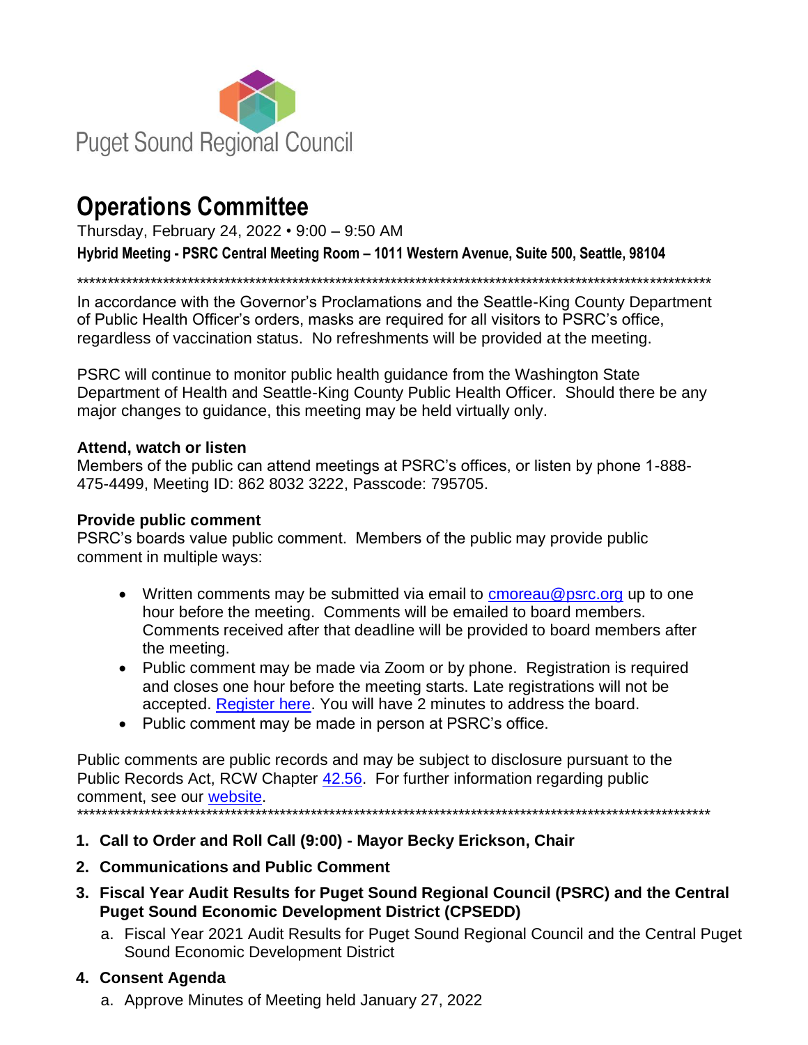Puget Sound Regional Council

# Operations Committee

Thursday, February 24, 2022 • 9:00 – 9:50 AM

**Hybrid Meeting - PSRC Central Meeting Room – 1011 Western Avenue, Suite 500, Seattle, 98104**

*******************************************************************************************************

In accordance with the Governor's Proclamations and the Seattle-King County Department of Public Health Officer's orders, masks are required for all visitors to PSRC's office, regardless of vaccination status. No refreshments will be provided at the meeting.

PSRC will continue to monitor public health guidance from the Washington State Department of Health and Seattle-King County Public Health Officer. Should there be any major changes to guidance, this meeting may be held virtually only.

**Attend, watch or listen**

Members of the public can attend meetings at PSRC's offices, or listen by phone 1-888-475-4499, Meeting ID: 862 8032 3222, Passcode: 795705.

**Provide public comment**

PSRC's boards value public comment. Members of the public may provide public comment in multiple ways:

- Written comments may be submitted via email to cmoreau@psrc.org up to one hour before the meeting. Comments will be emailed to board members. Comments received after that deadline will be provided to board members after the meeting.
- Public comment may be made via Zoom or by phone. Registration is required and closes one hour before the meeting starts. Late registrations will not be accepted. Register here. You will have 2 minutes to address the board.
- Public comment may be made in person at PSRC's office.

Public comments are public records and may be subject to disclosure pursuant to the Public Records Act, RCW Chapter 42.56. For further information regarding public comment, see our website.

*******************************************************************************************************

1. **Call to Order and Roll Call (9:00) - Mayor Becky Erickson, Chair**
2. **Communications and Public Comment**
3. **Fiscal Year Audit Results for Puget Sound Regional Council (PSRC) and the Central Puget Sound Economic Development District (CPSEDD)**
   a. Fiscal Year 2021 Audit Results for Puget Sound Regional Council and the Central Puget Sound Economic Development District
4. **Consent Agenda**
   a. Approve Minutes of Meeting held January 27, 2022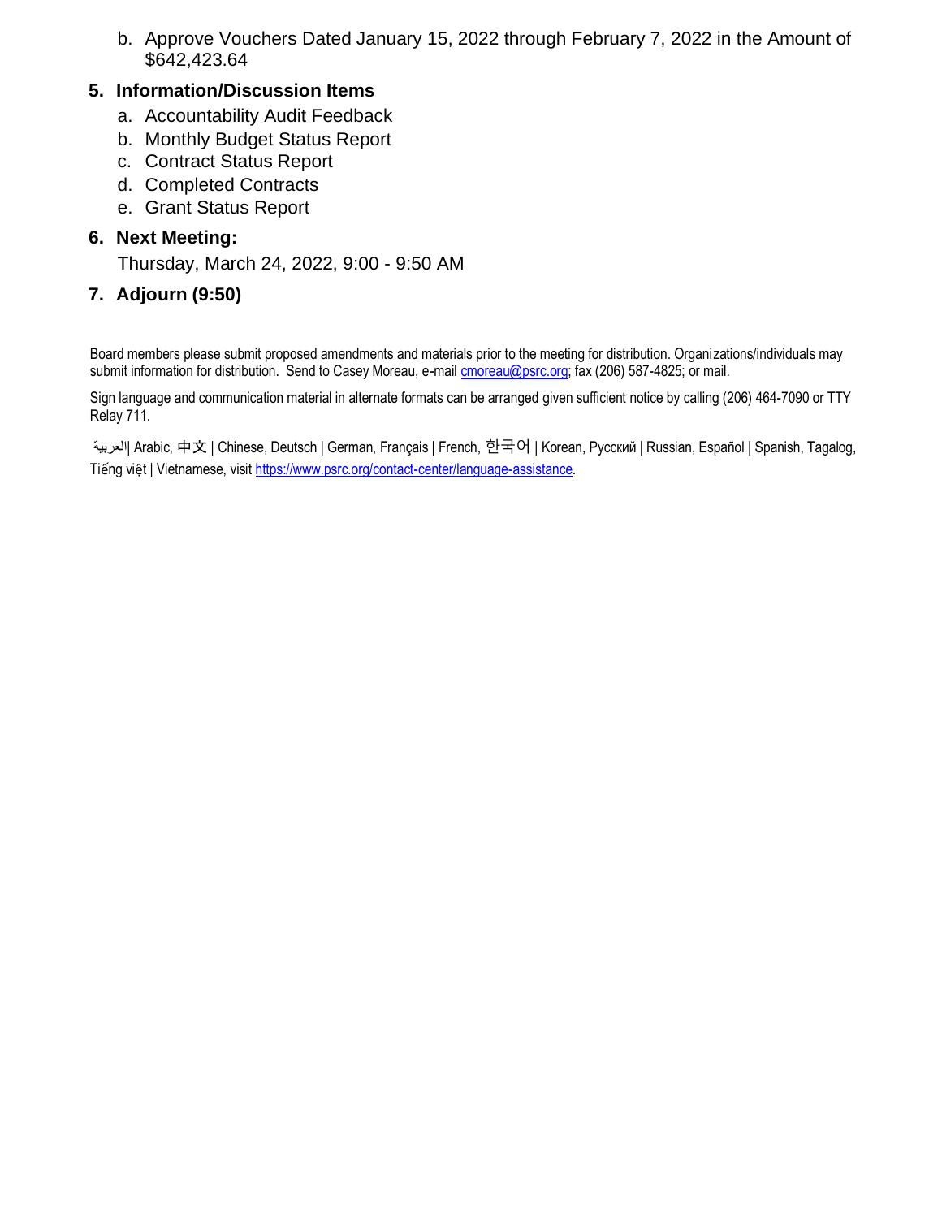b. Approve Vouchers Dated January 15, 2022 through February 7, 2022 in the Amount of $642,423.64

5. **Information/Discussion Items**
   a. Accountability Audit Feedback
   b. Monthly Budget Status Report
   c. Contract Status Report
   d. Completed Contracts
   e. Grant Status Report

6. **Next Meeting:**

   Thursday, March 24, 2022, 9:00 - 9:50 AM

7. **Adjourn (9:50)**

Board members please submit proposed amendments and materials prior to the meeting for distribution. Organizations/individuals may submit information for distribution. Send to Casey Moreau, e-mail cmoreau@psrc.org; fax (206) 587-4825; or mail.

Sign language and communication material in alternate formats can be arranged given sufficient notice by calling (206) 464-7090 or TTY Relay 711.

العربية | Arabic, 中文 | Chinese, Deutsch | German, Français | French, 한국어 | Korean, Русский | Russian, Español | Spanish, Tagalog, Tiếng việt | Vietnamese, visit https://www.psrc.org/contact-center/language-assistance.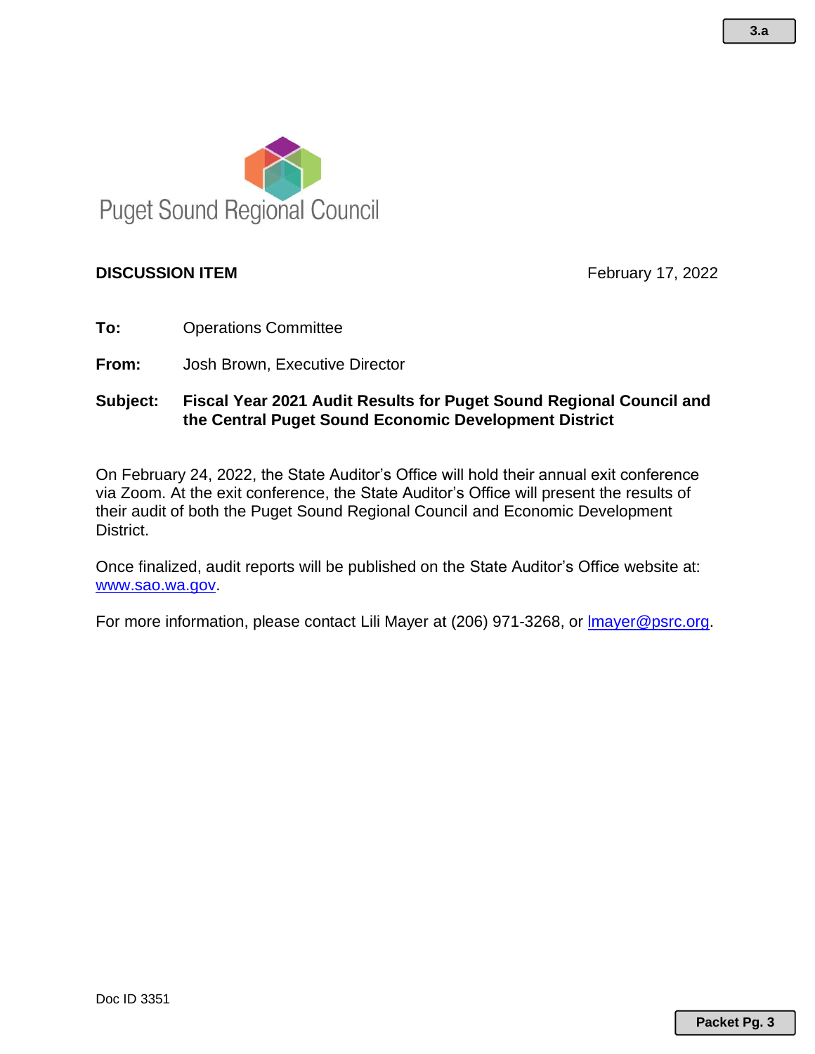Puget Sound Regional Council

**DISCUSSION ITEM** February 17, 2022

**To:** Operations Committee

**From:** Josh Brown, Executive Director

**Subject:** **Fiscal Year 2021 Audit Results for Puget Sound Regional Council and the Central Puget Sound Economic Development District**

On February 24, 2022, the State Auditor's Office will hold their annual exit conference via Zoom. At the exit conference, the State Auditor's Office will present the results of their audit of both the Puget Sound Regional Council and Economic Development District.

Once finalized, audit reports will be published on the State Auditor's Office website at: www.sao.wa.gov.

For more information, please contact Lili Mayer at (206) 971-3268, or lmayer@psrc.org.

Doc ID 3351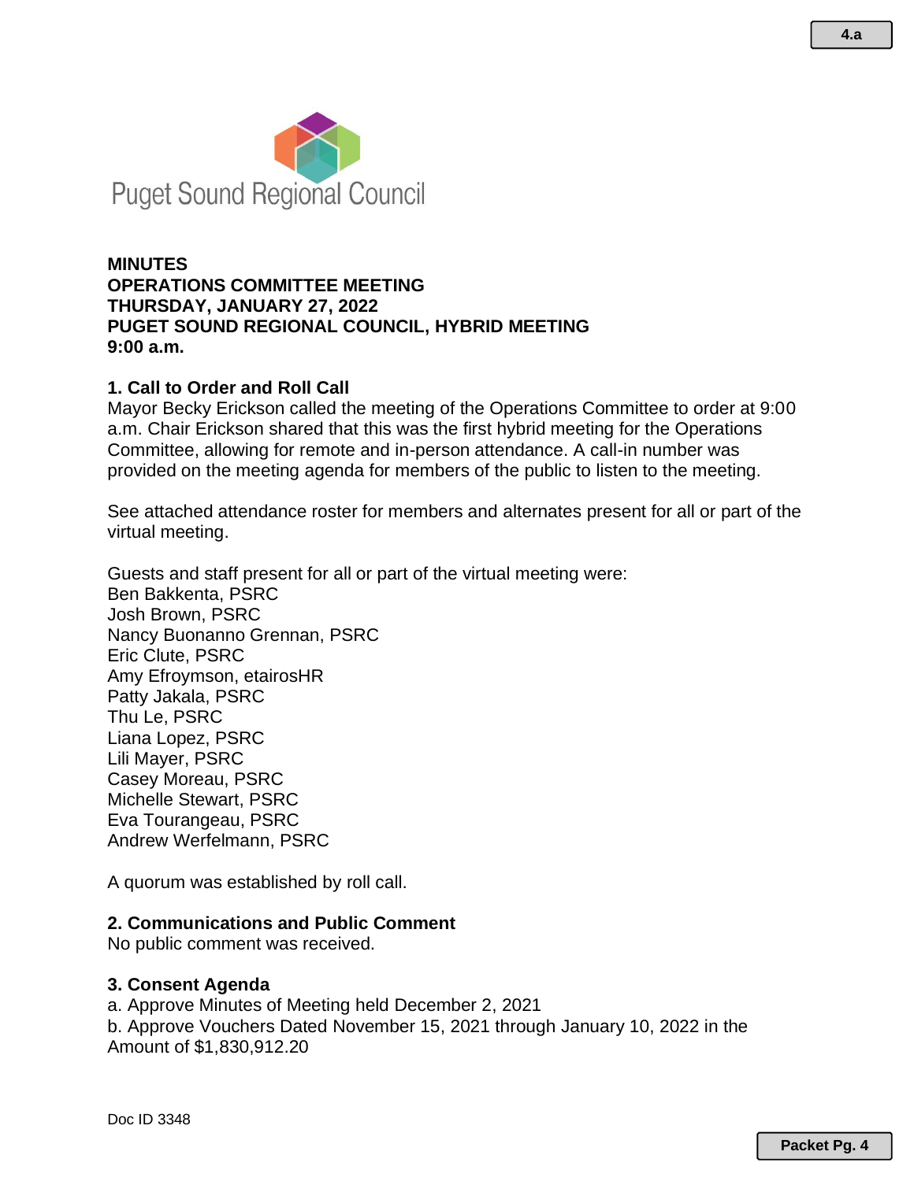Puget Sound Regional Council

**MINUTES**
**OPERATIONS COMMITTEE MEETING**
**THURSDAY, JANUARY 27, 2022**
**PUGET SOUND REGIONAL COUNCIL, HYBRID MEETING**
**9:00 a.m.**

## 1. Call to Order and Roll Call

Mayor Becky Erickson called the meeting of the Operations Committee to order at 9:00 a.m. Chair Erickson shared that this was the first hybrid meeting for the Operations Committee, allowing for remote and in-person attendance. A call-in number was provided on the meeting agenda for members of the public to listen to the meeting.

See attached attendance roster for members and alternates present for all or part of the virtual meeting.

Guests and staff present for all or part of the virtual meeting were:
Ben Bakkenta, PSRC
Josh Brown, PSRC
Nancy Buonanno Grennan, PSRC
Eric Clute, PSRC
Amy Efroymson, etairosHR
Patty Jakala, PSRC
Thu Le, PSRC
Liana Lopez, PSRC
Lili Mayer, PSRC
Casey Moreau, PSRC
Michelle Stewart, PSRC
Eva Tourangeau, PSRC
Andrew Werfelmann, PSRC

A quorum was established by roll call.

## 2. Communications and Public Comment

No public comment was received.

## 3. Consent Agenda

a. Approve Minutes of Meeting held December 2, 2021
b. Approve Vouchers Dated November 15, 2021 through January 10, 2022 in the Amount of $1,830,912.20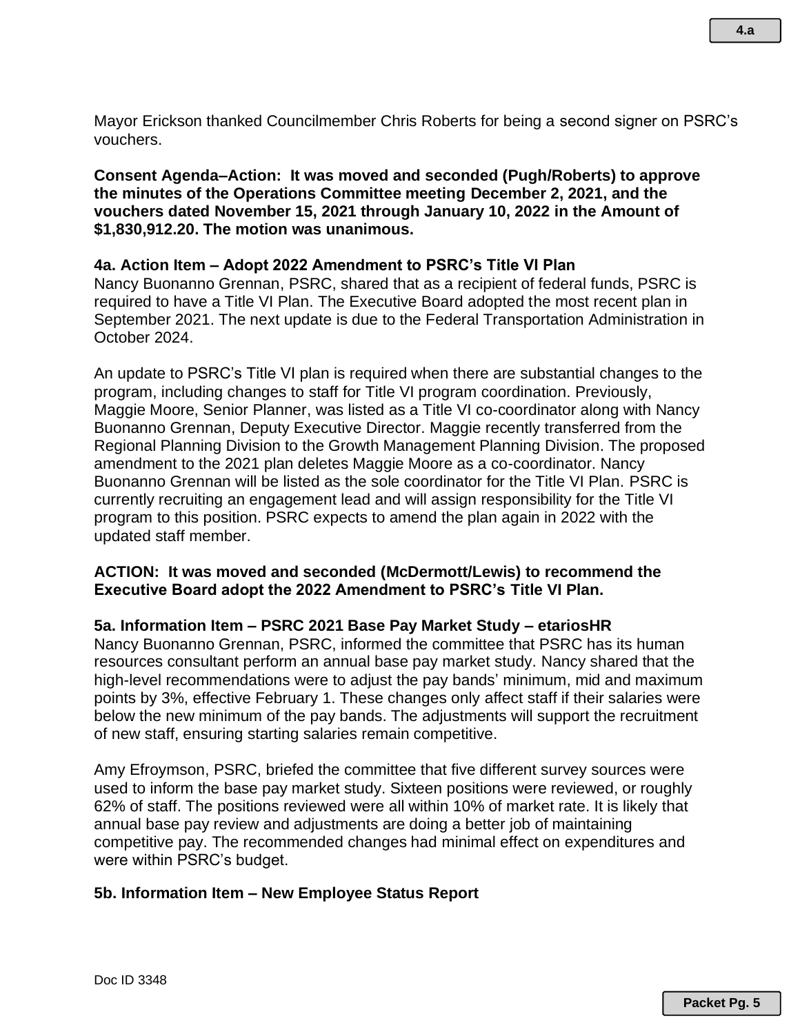Mayor Erickson thanked Councilmember Chris Roberts for being a second signer on PSRC's vouchers.

**Consent Agenda–Action: It was moved and seconded (Pugh/Roberts) to approve the minutes of the Operations Committee meeting December 2, 2021, and the vouchers dated November 15, 2021 through January 10, 2022 in the Amount of $1,830,912.20. The motion was unanimous.**

**4a. Action Item – Adopt 2022 Amendment to PSRC's Title VI Plan**

Nancy Buonanno Grennan, PSRC, shared that as a recipient of federal funds, PSRC is required to have a Title VI Plan. The Executive Board adopted the most recent plan in September 2021. The next update is due to the Federal Transportation Administration in October 2024.

An update to PSRC's Title VI plan is required when there are substantial changes to the program, including changes to staff for Title VI program coordination. Previously, Maggie Moore, Senior Planner, was listed as a Title VI co-coordinator along with Nancy Buonanno Grennan, Deputy Executive Director. Maggie recently transferred from the Regional Planning Division to the Growth Management Planning Division. The proposed amendment to the 2021 plan deletes Maggie Moore as a co-coordinator. Nancy Buonanno Grennan will be listed as the sole coordinator for the Title VI Plan. PSRC is currently recruiting an engagement lead and will assign responsibility for the Title VI program to this position. PSRC expects to amend the plan again in 2022 with the updated staff member.

**ACTION: It was moved and seconded (McDermott/Lewis) to recommend the Executive Board adopt the 2022 Amendment to PSRC's Title VI Plan.**

**5a. Information Item – PSRC 2021 Base Pay Market Study – etariosHR**

Nancy Buonanno Grennan, PSRC, informed the committee that PSRC has its human resources consultant perform an annual base pay market study. Nancy shared that the high-level recommendations were to adjust the pay bands' minimum, mid and maximum points by 3%, effective February 1. These changes only affect staff if their salaries were below the new minimum of the pay bands. The adjustments will support the recruitment of new staff, ensuring starting salaries remain competitive.

Amy Efroymson, PSRC, briefed the committee that five different survey sources were used to inform the base pay market study. Sixteen positions were reviewed, or roughly 62% of staff. The positions reviewed were all within 10% of market rate. It is likely that annual base pay review and adjustments are doing a better job of maintaining competitive pay. The recommended changes had minimal effect on expenditures and were within PSRC's budget.

**5b. Information Item – New Employee Status Report**

Doc ID 3348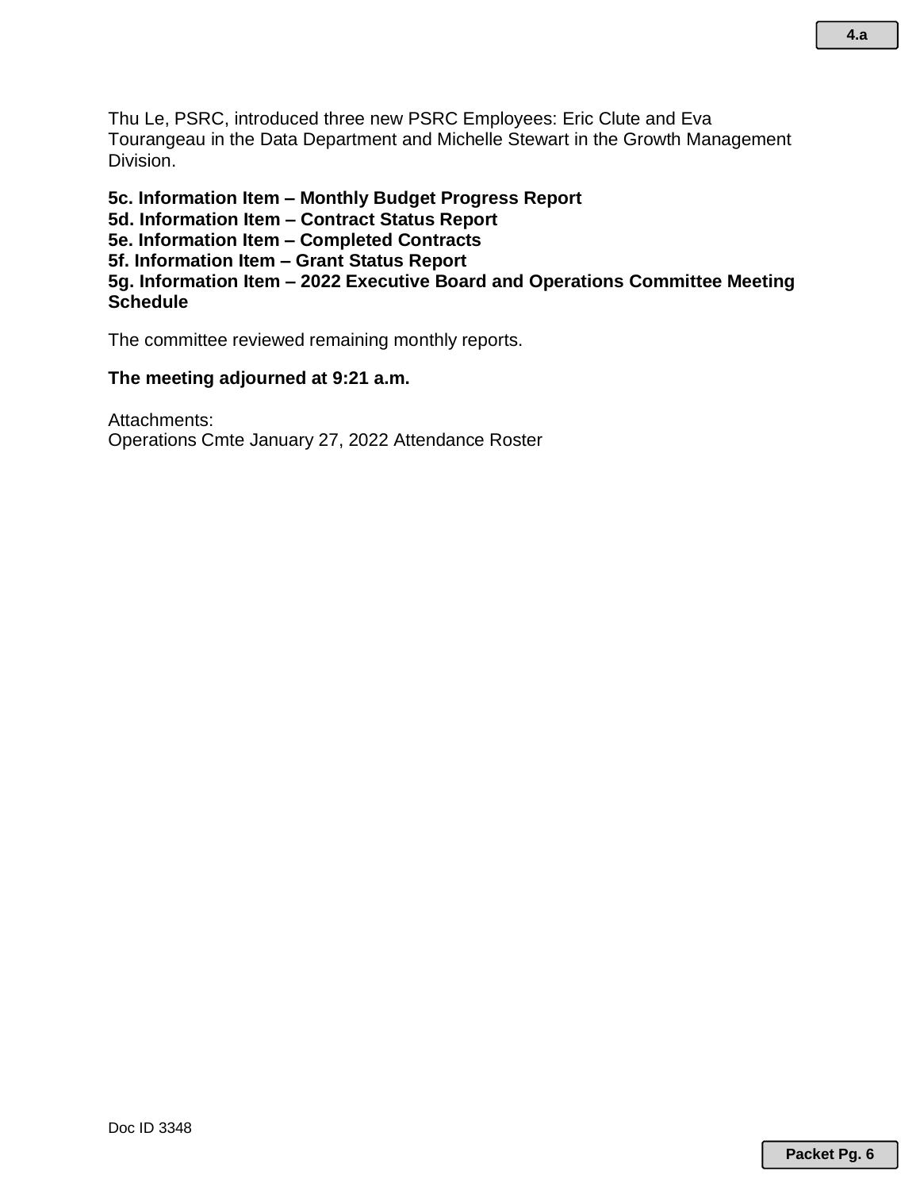Thu Le, PSRC, introduced three new PSRC Employees: Eric Clute and Eva Tourangeau in the Data Department and Michelle Stewart in the Growth Management Division.

**5c. Information Item – Monthly Budget Progress Report**
**5d. Information Item – Contract Status Report**
**5e. Information Item – Completed Contracts**
**5f. Information Item – Grant Status Report**
**5g. Information Item – 2022 Executive Board and Operations Committee Meeting Schedule**

The committee reviewed remaining monthly reports.

**The meeting adjourned at 9:21 a.m.**

Attachments:
Operations Cmte January 27, 2022 Attendance Roster

Doc ID 3348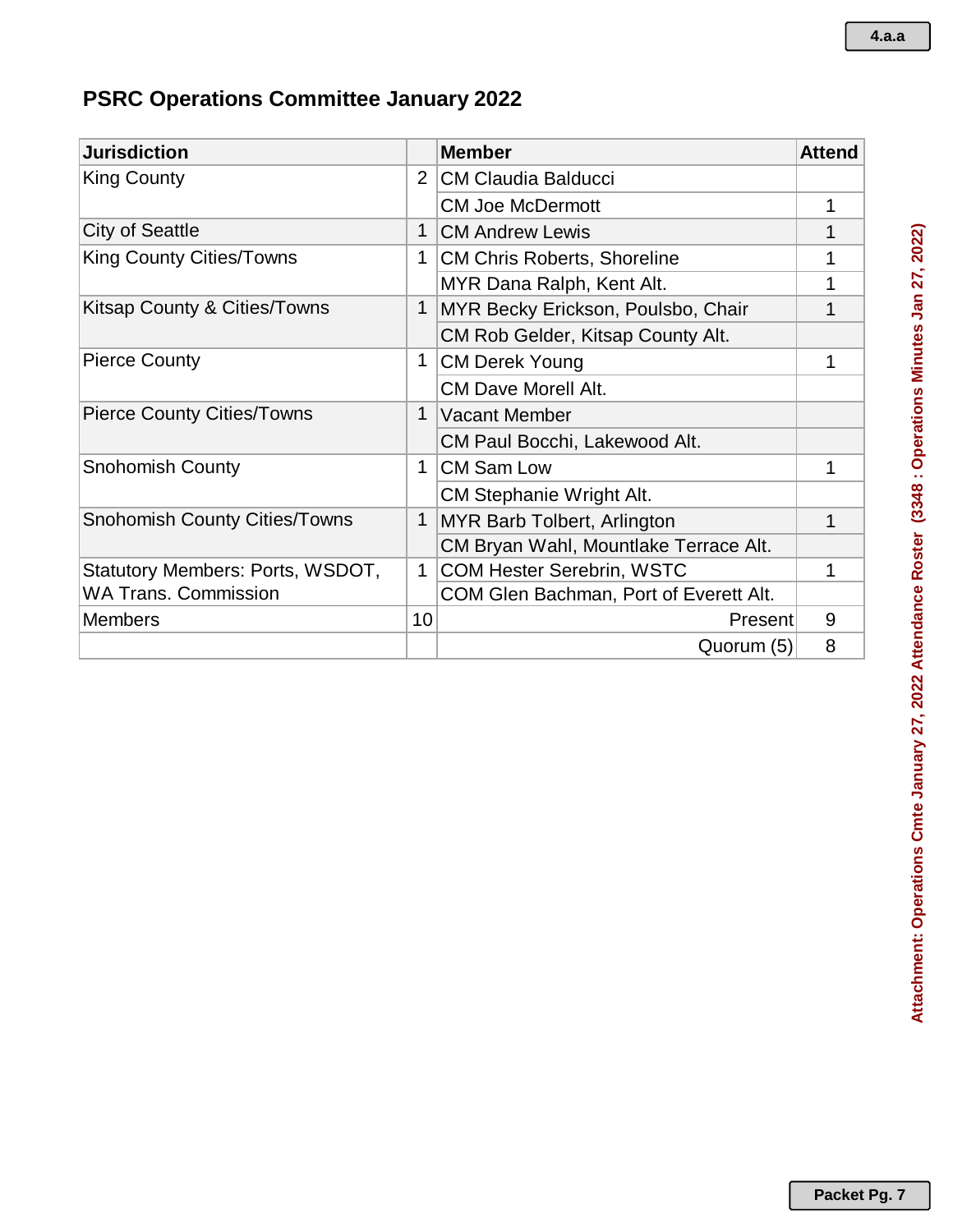## PSRC Operations Committee January 2022

| Jurisdiction | | Member | Attend |
|---|---|---|---|
| King County | 2 | CM Claudia Balducci | |
| | | CM Joe McDermott | 1 |
| City of Seattle | 1 | CM Andrew Lewis | 1 |
| King County Cities/Towns | 1 | CM Chris Roberts, Shoreline | 1 |
| | | MYR Dana Ralph, Kent Alt. | 1 |
| Kitsap County & Cities/Towns | 1 | MYR Becky Erickson, Poulsbo, Chair | 1 |
| | | CM Rob Gelder, Kitsap County Alt. | |
| Pierce County | 1 | CM Derek Young | 1 |
| | | CM Dave Morell Alt. | |
| Pierce County Cities/Towns | 1 | Vacant Member | |
| | | CM Paul Bocchi, Lakewood Alt. | |
| Snohomish County | 1 | CM Sam Low | 1 |
| | | CM Stephanie Wright Alt. | |
| Snohomish County Cities/Towns | 1 | MYR Barb Tolbert, Arlington | 1 |
| | | CM Bryan Wahl, Mountlake Terrace Alt. | |
| Statutory Members: Ports, WSDOT, WA Trans. Commission | 1 | COM Hester Serebrin, WSTC | 1 |
| | | COM Glen Bachman, Port of Everett Alt. | |
| Members | 10 | Present | 9 |
| | | Quorum (5) | 8 |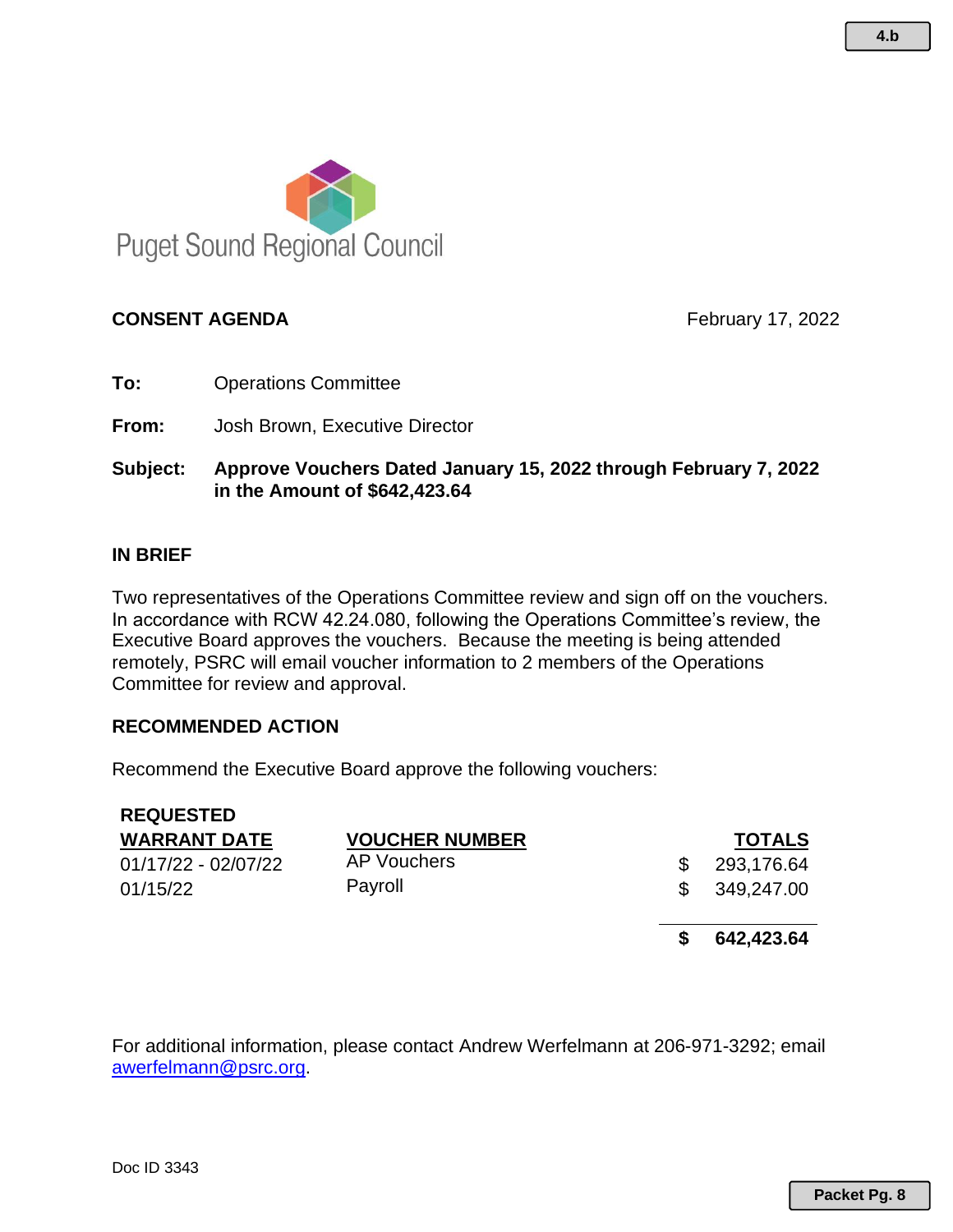Puget Sound Regional Council

**CONSENT AGENDA** February 17, 2022

**To:** Operations Committee

**From:** Josh Brown, Executive Director

**Subject:** **Approve Vouchers Dated January 15, 2022 through February 7, 2022 in the Amount of $642,423.64**

## IN BRIEF

Two representatives of the Operations Committee review and sign off on the vouchers. In accordance with RCW 42.24.080, following the Operations Committee's review, the Executive Board approves the vouchers. Because the meeting is being attended remotely, PSRC will email voucher information to 2 members of the Operations Committee for review and approval.

## RECOMMENDED ACTION

Recommend the Executive Board approve the following vouchers:

| REQUESTED WARRANT DATE | VOUCHER NUMBER | TOTALS |
|---|---|---|
| 01/17/22 - 02/07/22 | AP Vouchers | $ 293,176.64 |
| 01/15/22 | Payroll | $ 349,247.00 |
| | | **$ 642,423.64** |

For additional information, please contact Andrew Werfelmann at 206-971-3292; email awerfelmann@psrc.org.

Doc ID 3343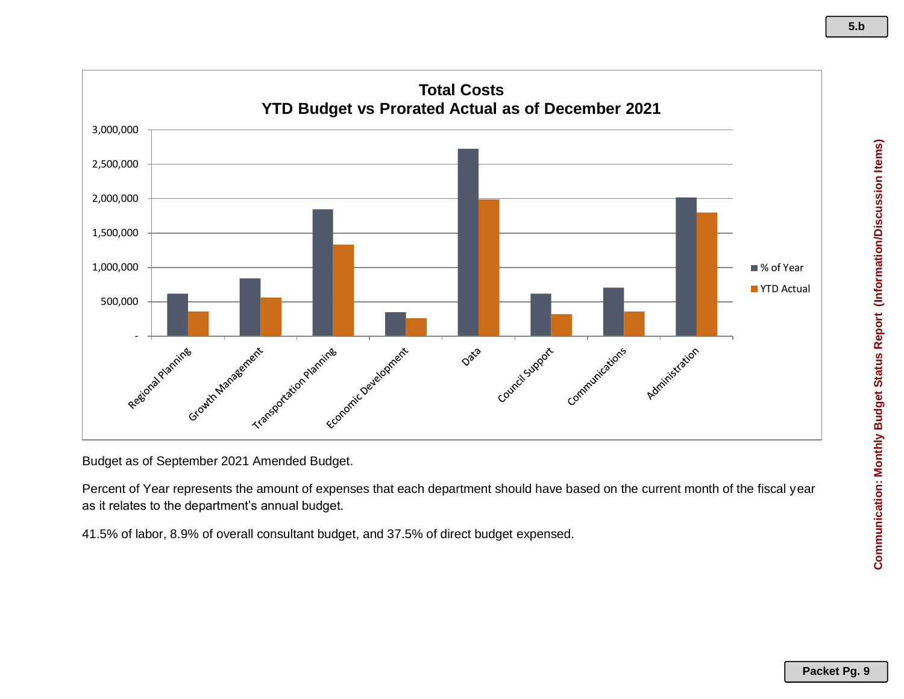## Total Costs
## YTD Budget vs Prorated Actual as of December 2021

Budget as of September 2021 Amended Budget.

Percent of Year represents the amount of expenses that each department should have based on the current month of the fiscal year as it relates to the department's annual budget.

41.5% of labor, 8.9% of overall consultant budget, and 37.5% of direct budget expensed.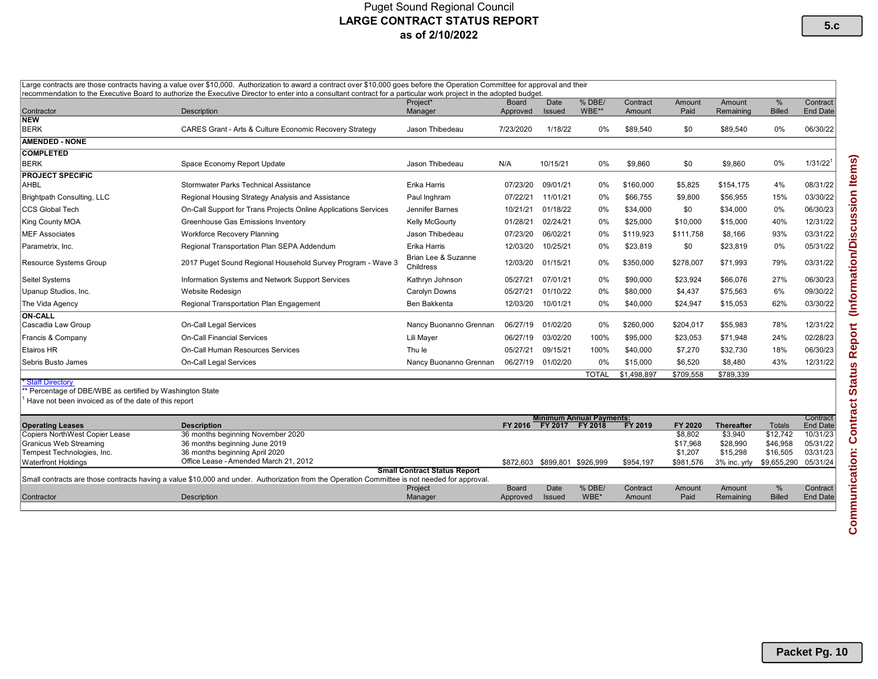Puget Sound Regional Council

# LARGE CONTRACT STATUS REPORT

## as of 2/10/2022

5.c

Large contracts are those contracts having a value over $10,000. Authorization to award a contract over $10,000 goes before the Operation Committee for approval and their recommendation to the Executive Board to authorize the Executive Director to enter into a consultant contract for a particular work project in the adopted budget.

| Contractor | Description | Project* Manager | Board Approved | Date Issued | % DBE/ WBE** | Contract Amount | Amount Paid | Amount Remaining | % Billed | Contract End Date |
|---|---|---|---|---|---|---|---|---|---|---|
| **NEW** | | | | | | | | | | |
| BERK | CARES Grant - Arts & Culture Economic Recovery Strategy | Jason Thibedeau | 7/23/2020 | 1/18/22 | 0% | $89,540 | $0 | $89,540 | 0% | 06/30/22 |
| **AMENDED - NONE** | | | | | | | | | | |
| **COMPLETED** | | | | | | | | | | |
| BERK | Space Economy Report Update | Jason Thibedeau | N/A | 10/15/21 | 0% | $9,860 | $0 | $9,860 | 0% | 1/31/22[1] |
| **PROJECT SPECIFIC** | | | | | | | | | | |
| AHBL | Stormwater Parks Technical Assistance | Erika Harris | 07/23/20 | 09/01/21 | 0% | $160,000 | $5,825 | $154,175 | 4% | 08/31/22 |
| Brightpath Consulting, LLC | Regional Housing Strategy Analysis and Assistance | Paul Inghram | 07/22/21 | 11/01/21 | 0% | $66,755 | $9,800 | $56,955 | 15% | 03/30/22 |
| CCS Global Tech | On-Call Support for Trans Projects Online Applications Services | Jennifer Barnes | 10/21/21 | 01/18/22 | 0% | $34,000 | $0 | $34,000 | 0% | 06/30/23 |
| King County MOA | Greenhouse Gas Emissions Inventory | Kelly McGourty | 01/28/21 | 02/24/21 | 0% | $25,000 | $10,000 | $15,000 | 40% | 12/31/22 |
| MEF Associates | Workforce Recovery Planning | Jason Thibedeau | 07/23/20 | 06/02/21 | 0% | $119,923 | $111,758 | $8,166 | 93% | 03/31/22 |
| Parametrix, Inc. | Regional Transportation Plan SEPA Addendum | Erika Harris | 12/03/20 | 10/25/21 | 0% | $23,819 | $0 | $23,819 | 0% | 05/31/22 |
| Resource Systems Group | 2017 Puget Sound Regional Household Survey Program - Wave 3 | Brian Lee & Suzanne Childress | 12/03/20 | 01/15/21 | 0% | $350,000 | $278,007 | $71,993 | 79% | 03/31/22 |
| Seitel Systems | Information Systems and Network Support Services | Kathryn Johnson | 05/27/21 | 07/01/21 | 0% | $90,000 | $23,924 | $66,076 | 27% | 06/30/23 |
| Upanup Studios, Inc. | Website Redesign | Carolyn Downs | 05/27/21 | 01/10/22 | 0% | $80,000 | $4,437 | $75,563 | 6% | 09/30/22 |
| The Vida Agency | Regional Transportation Plan Engagement | Ben Bakkenta | 12/03/20 | 10/01/21 | 0% | $40,000 | $24,947 | $15,053 | 62% | 03/30/22 |
| **ON-CALL** | | | | | | | | | | |
| Cascadia Law Group | On-Call Legal Services | Nancy Buonanno Grennan | 06/27/19 | 01/02/20 | 0% | $260,000 | $204,017 | $55,983 | 78% | 12/31/22 |
| Francis & Company | On-Call Financial Services | Lili Mayer | 06/27/19 | 03/02/20 | 100% | $95,000 | $23,053 | $71,948 | 24% | 02/28/23 |
| Etairos HR | On-Call Human Resources Services | Thu le | 05/27/21 | 09/15/21 | 100% | $40,000 | $7,270 | $32,730 | 18% | 06/30/23 |
| Sebris Busto James | On-Call Legal Services | Nancy Buonanno Grennan | 06/27/19 | 01/02/20 | 0% | $15,000 | $6,520 | $8,480 | 43% | 12/31/22 |
| | | | | | TOTAL | $1,498,897 | $709,558 | $789,339 | | |

\* Staff Directory

** Percentage of DBE/WBE as certified by Washington State

[1] Have not been invoiced as of the date of this report

| Operating Leases | Description | FY 2016 | FY 2017 | FY 2018 | FY 2019 | FY 2020 | Thereafter | Totals | Contract End Date |
|---|---|---|---|---|---|---|---|---|---|
| | | Minimum Annual Payments: | | | | | | | |
| Copiers NorthWest Copier Lease | 36 months beginning November 2020 | | | | | $8,802 | $3,940 | $12,742 | 10/31/23 |
| Granicus Web Streaming | 36 months beginning June 2019 | | | | | $17,968 | $28,990 | $46,958 | 05/31/22 |
| Tempest Technologies, Inc. | 36 months beginning April 2020 | | | | | $1,207 | $15,298 | $16,505 | 03/31/23 |
| Waterfront Holdings | Office Lease - Amended March 21, 2012 | $872,603 | $899,801 | $926,999 | $954,197 | $981,576 | 3% inc. yrly | $9,655,290 | 05/31/24 |

**Small Contract Status Report**

Small contracts are those contracts having a value $10,000 and under. Authorization from the Operation Committee is not needed for approval.

| Contractor | Description | Project Manager | Board Approved | Date Issued | % DBE/ WBE* | Contract Amount | Amount Paid | Amount Remaining | % Billed | Contract End Date |
|---|---|---|---|---|---|---|---|---|---|---|
| | | | | | | | | | | |

Communication: Contract Status Report (Information/Discussion Items)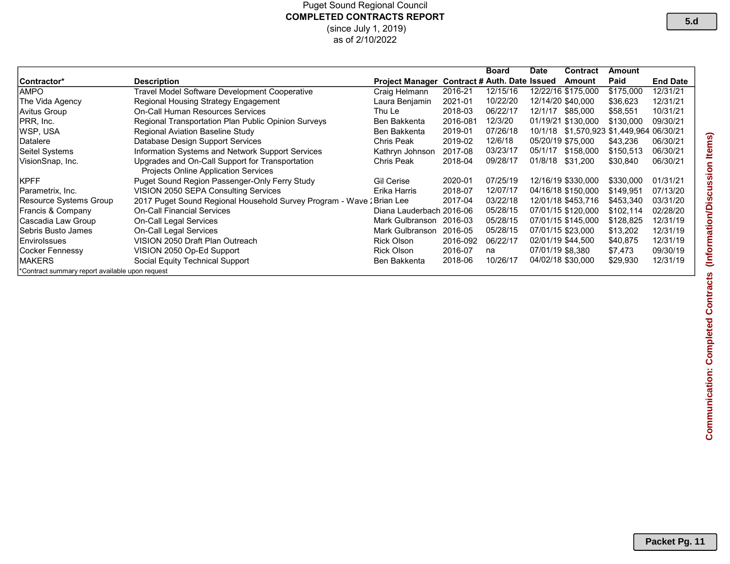Puget Sound Regional Council

**COMPLETED CONTRACTS REPORT**

(since July 1, 2019)

as of 2/10/2022

| Contractor* | Description | Project Manager | Contract # | Board Auth. Date | Date Issued | Contract Amount | Amount Paid | End Date |
|---|---|---|---|---|---|---|---|---|
| AMPO | Travel Model Software Development Cooperative | Craig Helmann | 2016-21 | 12/15/16 | 12/22/16 | $175,000 | $175,000 | 12/31/21 |
| The Vida Agency | Regional Housing Strategy Engagement | Laura Benjamin | 2021-01 | 10/22/20 | 12/14/20 | $40,000 | $36,623 | 12/31/21 |
| Avitus Group | On-Call Human Resources Services | Thu Le | 2018-03 | 06/22/17 | 12/1/17 | $85,000 | $58,551 | 10/31/21 |
| PRR, Inc. | Regional Transportation Plan Public Opinion Surveys | Ben Bakkenta | 2016-081 | 12/3/20 | 01/19/21 | $130,000 | $130,000 | 09/30/21 |
| WSP, USA | Regional Aviation Baseline Study | Ben Bakkenta | 2019-01 | 07/26/18 | 10/1/18 | $1,570,923 | $1,449,964 | 06/30/21 |
| Datalere | Database Design Support Services | Chris Peak | 2019-02 | 12/6/18 | 05/20/19 | $75,000 | $43,236 | 06/30/21 |
| Seitel Systems | Information Systems and Network Support Services | Kathryn Johnson | 2017-08 | 03/23/17 | 05/1/17 | $158,000 | $150,513 | 06/30/21 |
| VisionSnap, Inc. | Upgrades and On-Call Support for Transportation Projects Online Application Services | Chris Peak | 2018-04 | 09/28/17 | 01/8/18 | $31,200 | $30,840 | 06/30/21 |
| KPFF | Puget Sound Region Passenger-Only Ferry Study | Gil Cerise | 2020-01 | 07/25/19 | 12/16/19 | $330,000 | $330,000 | 01/31/21 |
| Parametrix, Inc. | VISION 2050 SEPA Consulting Services | Erika Harris | 2018-07 | 12/07/17 | 04/16/18 | $150,000 | $149,951 | 07/13/20 |
| Resource Systems Group | 2017 Puget Sound Regional Household Survey Program - Wave 2 | Brian Lee | 2017-04 | 03/22/18 | 12/01/18 | $453,716 | $453,340 | 03/31/20 |
| Francis & Company | On-Call Financial Services | Diana Lauderbach | 2016-06 | 05/28/15 | 07/01/15 | $120,000 | $102,114 | 02/28/20 |
| Cascadia Law Group | On-Call Legal Services | Mark Gulbranson | 2016-03 | 05/28/15 | 07/01/15 | $145,000 | $128,825 | 12/31/19 |
| Sebris Busto James | On-Call Legal Services | Mark Gulbranson | 2016-05 | 05/28/15 | 07/01/15 | $23,000 | $13,202 | 12/31/19 |
| EnviroIssues | VISION 2050 Draft Plan Outreach | Rick Olson | 2016-092 | 06/22/17 | 02/01/19 | $44,500 | $40,875 | 12/31/19 |
| Cocker Fennessy | VISION 2050 Op-Ed Support | Rick Olson | 2016-07 | na | 07/01/19 | $8,380 | $7,473 | 09/30/19 |
| MAKERS | Social Equity Technical Support | Ben Bakkenta | 2018-06 | 10/26/17 | 04/02/18 | $30,000 | $29,930 | 12/31/19 |

*Contract summary report available upon request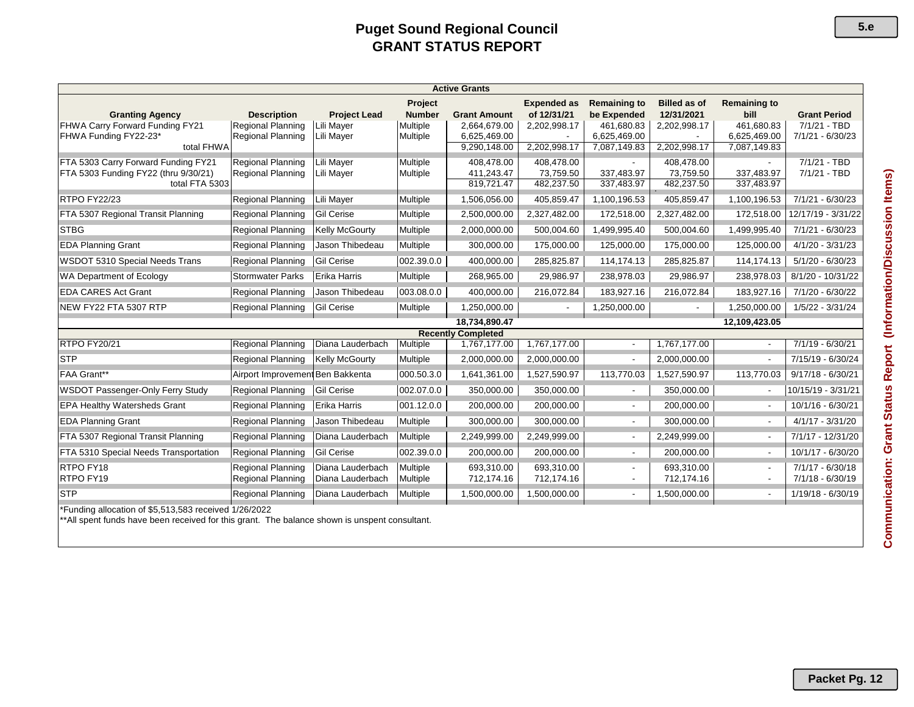# Puget Sound Regional Council
## GRANT STATUS REPORT

| Granting Agency | Description | Project Lead | Project Number | Grant Amount | Expended as of 12/31/21 | Remaining to be Expended | Billed as of 12/31/2021 | Remaining to bill | Grant Period |
|---|---|---|---|---|---|---|---|---|---|
| **Active Grants** | | | | | | | | | |
| FHWA Carry Forward Funding FY21 | Regional Planning | Lili Mayer | Multiple | 2,664,679.00 | 2,202,998.17 | 461,680.83 | 2,202,998.17 | 461,680.83 | 7/1/21 - TBD |
| FHWA Funding FY22-23* | Regional Planning | Lili Mayer | Multiple | 6,625,469.00 | - | 6,625,469.00 | - | 6,625,469.00 | 7/1/21 - 6/30/23 |
| total FHWA | | | | 9,290,148.00 | 2,202,998.17 | 7,087,149.83 | 2,202,998.17 | 7,087,149.83 | |
| FTA 5303 Carry Forward Funding FY21 | Regional Planning | Lili Mayer | Multiple | 408,478.00 | 408,478.00 | - | 408,478.00 | - | 7/1/21 - TBD |
| FTA 5303 Funding FY22 (thru 9/30/21) | Regional Planning | Lili Mayer | Multiple | 411,243.47 | 73,759.50 | 337,483.97 | 73,759.50 | 337,483.97 | 7/1/21 - TBD |
| total FTA 5303 | | | | 819,721.47 | 482,237.50 | 337,483.97 | 482,237.50 | 337,483.97 | |
| RTPO FY22/23 | Regional Planning | Lili Mayer | Multiple | 1,506,056.00 | 405,859.47 | 1,100,196.53 | 405,859.47 | 1,100,196.53 | 7/1/21 - 6/30/23 |
| FTA 5307 Regional Transit Planning | Regional Planning | Gil Cerise | Multiple | 2,500,000.00 | 2,327,482.00 | 172,518.00 | 2,327,482.00 | 172,518.00 | 12/17/19 - 3/31/22 |
| STBG | Regional Planning | Kelly McGourty | Multiple | 2,000,000.00 | 500,004.60 | 1,499,995.40 | 500,004.60 | 1,499,995.40 | 7/1/21 - 6/30/23 |
| EDA Planning Grant | Regional Planning | Jason Thibedeau | Multiple | 300,000.00 | 175,000.00 | 125,000.00 | 175,000.00 | 125,000.00 | 4/1/20 - 3/31/23 |
| WSDOT 5310 Special Needs Trans | Regional Planning | Gil Cerise | 002.39.0.0 | 400,000.00 | 285,825.87 | 114,174.13 | 285,825.87 | 114,174.13 | 5/1/20 - 6/30/23 |
| WA Department of Ecology | Stormwater Parks | Erika Harris | Multiple | 268,965.00 | 29,986.97 | 238,978.03 | 29,986.97 | 238,978.03 | 8/1/20 - 10/31/22 |
| EDA CARES Act Grant | Regional Planning | Jason Thibedeau | 003.08.0.0 | 400,000.00 | 216,072.84 | 183,927.16 | 216,072.84 | 183,927.16 | 7/1/20 - 6/30/22 |
| NEW FY22 FTA 5307 RTP | Regional Planning | Gil Cerise | Multiple | 1,250,000.00 | - | 1,250,000.00 | - | 1,250,000.00 | 1/5/22 - 3/31/24 |
| | | | | **18,734,890.47** | | | | **12,109,423.05** | |
| **Recently Completed** | | | | | | | | | |
| RTPO FY20/21 | Regional Planning | Diana Lauderbach | Multiple | 1,767,177.00 | 1,767,177.00 | - | 1,767,177.00 | - | 7/1/19 - 6/30/21 |
| STP | Regional Planning | Kelly McGourty | Multiple | 2,000,000.00 | 2,000,000.00 | - | 2,000,000.00 | - | 7/15/19 - 6/30/24 |
| FAA Grant** | Airport Improvement | Ben Bakkenta | 000.50.3.0 | 1,641,361.00 | 1,527,590.97 | 113,770.03 | 1,527,590.97 | 113,770.03 | 9/17/18 - 6/30/21 |
| WSDOT Passenger-Only Ferry Study | Regional Planning | Gil Cerise | 002.07.0.0 | 350,000.00 | 350,000.00 | - | 350,000.00 | - | 10/15/19 - 3/31/21 |
| EPA Healthy Watersheds Grant | Regional Planning | Erika Harris | 001.12.0.0 | 200,000.00 | 200,000.00 | - | 200,000.00 | - | 10/1/16 - 6/30/21 |
| EDA Planning Grant | Regional Planning | Jason Thibedeau | Multiple | 300,000.00 | 300,000.00 | - | 300,000.00 | - | 4/1/17 - 3/31/20 |
| FTA 5307 Regional Transit Planning | Regional Planning | Diana Lauderbach | Multiple | 2,249,999.00 | 2,249,999.00 | - | 2,249,999.00 | - | 7/1/17 - 12/31/20 |
| FTA 5310 Special Needs Transportation | Regional Planning | Gil Cerise | 002.39.0.0 | 200,000.00 | 200,000.00 | - | 200,000.00 | - | 10/1/17 - 6/30/20 |
| RTPO FY18 | Regional Planning | Diana Lauderbach | Multiple | 693,310.00 | 693,310.00 | - | 693,310.00 | - | 7/1/17 - 6/30/18 |
| RTPO FY19 | Regional Planning | Diana Lauderbach | Multiple | 712,174.16 | 712,174.16 | - | 712,174.16 | - | 7/1/18 - 6/30/19 |
| STP | Regional Planning | Diana Lauderbach | Multiple | 1,500,000.00 | 1,500,000.00 | - | 1,500,000.00 | - | 1/19/18 - 6/30/19 |

*Funding allocation of $5,513,583 received 1/26/2022

**All spent funds have been received for this grant. The balance shown is unspent consultant.